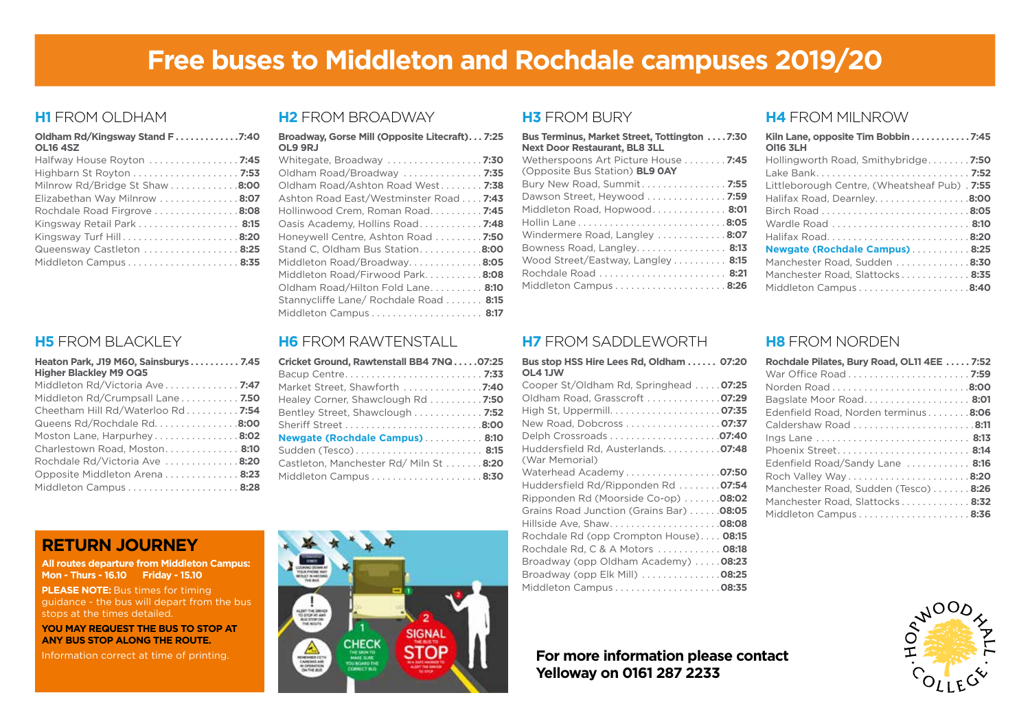# Free buses to Middleton and Rochdale campuses 2019/20

## H1 FROM OLDHAM

| Stop | Time |
|---|---|
| **Oldham Rd/Kingsway Stand F OL16 4SZ** | **7:40** |
| Halfway House Royton | 7:45 |
| Highbarn St Royton | 7:53 |
| Milnrow Rd/Bridge St Shaw | 8:00 |
| Elizabethan Way Milnrow | 8:07 |
| Rochdale Road Firgrove | 8:08 |
| Kingsway Retail Park | 8:15 |
| Kingsway Turf Hill | 8:20 |
| Queensway Castleton | 8:25 |
| Middleton Campus | 8:35 |

## H2 FROM BROADWAY

| Stop | Time |
|---|---|
| **Broadway, Gorse Mill (Opposite Litecraft) OL9 9RJ** | **7:25** |
| Whitegate, Broadway | 7:30 |
| Oldham Road/Broadway | 7:35 |
| Oldham Road/Ashton Road West | 7:38 |
| Ashton Road East/Westminster Road | 7:43 |
| Hollinwood Crem, Roman Road | 7:45 |
| Oasis Academy, Hollins Road | 7:48 |
| Honeywell Centre, Ashton Road | 7:50 |
| Stand C, Oldham Bus Station | 8:00 |
| Middleton Road/Broadway | 8:05 |
| Middleton Road/Firwood Park | 8:08 |
| Oldham Road/Hilton Fold Lane | 8:10 |
| Stannycliffe Lane/ Rochdale Road | 8:15 |
| Middleton Campus | 8:17 |

## H3 FROM BURY

| Stop | Time |
|---|---|
| **Bus Terminus, Market Street, Tottington Next Door Restaurant, BL8 3LL** | **7:30** |
| Wetherspoons Art Picture House (Opposite Bus Station) **BL9 0AY** | 7:45 |
| Bury New Road, Summit | 7:55 |
| Dawson Street, Heywood | 7:59 |
| Middleton Road, Hopwood | 8:01 |
| Hollin Lane | 8:05 |
| Windermere Road, Langley | 8:07 |
| Bowness Road, Langley | 8:13 |
| Wood Street/Eastway, Langley | 8:15 |
| Rochdale Road | 8:21 |
| Middleton Campus | 8:26 |

## H4 FROM MILNROW

| Stop | Time |
|---|---|
| **Kiln Lane, opposite Tim Bobbin Ol16 3LH** | **7:45** |
| Hollingworth Road, Smithybridge | 7:50 |
| Lake Bank | 7:52 |
| Littleborough Centre, (Wheatsheaf Pub) | 7:55 |
| Halifax Road, Dearnley | 8:00 |
| Birch Road | 8:05 |
| Wardle Road | 8:10 |
| Halifax Road | 8:20 |
| **Newgate (Rochdale Campus)** | 8:25 |
| Manchester Road, Sudden | 8:30 |
| Manchester Road, Slattocks | 8:35 |
| Middleton Campus | 8:40 |

## H5 FROM BLACKLEY

| Stop | Time |
|---|---|
| **Heaton Park, J19 M60, Sainsburys Higher Blackley M9 0Q5** | **7.45** |
| Middleton Rd/Victoria Ave | 7:47 |
| Middleton Rd/Crumpsall Lane | 7.50 |
| Cheetham Hill Rd/Waterloo Rd | 7:54 |
| Queens Rd/Rochdale Rd | 8:00 |
| Moston Lane, Harpurhey | 8:02 |
| Charlestown Road, Moston | 8:10 |
| Rochdale Rd/Victoria Ave | 8:20 |
| Opposite Middleton Arena | 8:23 |
| Middleton Campus | 8:28 |

## H6 FROM RAWTENSTALL

| Stop | Time |
|---|---|
| **Cricket Ground, Rawtenstall BB4 7NQ** | **07:25** |
| Bacup Centre | 7:33 |
| Market Street, Shawforth | 7:40 |
| Healey Corner, Shawclough Rd | 7:50 |
| Bentley Street, Shawclough | 7:52 |
| Sheriff Street | 8:00 |
| **Newgate (Rochdale Campus)** | 8:10 |
| Sudden (Tesco) | 8:15 |
| Castleton, Manchester Rd/ Miln St | 8:20 |
| Middleton Campus | 8:30 |

## H7 FROM SADDLEWORTH

| Stop | Time |
|---|---|
| **Bus stop HSS Hire Lees Rd, Oldham OL4 1JW** | **07:20** |
| Cooper St/Oldham Rd, Springhead | 07:25 |
| Oldham Road, Grasscroft | 07:29 |
| High St, Uppermill | 07:35 |
| New Road, Dobcross | 07:37 |
| Delph Crossroads | 07:40 |
| Huddersfield Rd, Austerlands (War Memorial) | 07:48 |
| Waterhead Academy | 07:50 |
| Huddersfield Rd/Ripponden Rd | 07:54 |
| Ripponden Rd (Moorside Co-op) | 08:02 |
| Grains Road Junction (Grains Bar) | 08:05 |
| Hillside Ave, Shaw | 08:08 |
| Rochdale Rd (opp Crompton House) | 08:15 |
| Rochdale Rd, C & A Motors | 08:18 |
| Broadway (opp Oldham Academy) | 08:23 |
| Broadway (opp Elk Mill) | 08:25 |
| Middleton Campus | 08:35 |

## H8 FROM NORDEN

| Stop | Time |
|---|---|
| **Rochdale Pilates, Bury Road, OL11 4EE** | **7:52** |
| War Office Road | 7:59 |
| Norden Road | 8:00 |
| Bagslate Moor Road | 8:01 |
| Edenfield Road, Norden terminus | 8:06 |
| Caldershaw Road | 8:11 |
| Ings Lane | 8:13 |
| Phoenix Street | 8:14 |
| Edenfield Road/Sandy Lane | 8:16 |
| Roch Valley Way | 8:20 |
| Manchester Road, Sudden (Tesco) | 8:26 |
| Manchester Road, Slattocks | 8:32 |
| Middleton Campus | 8:36 |

## RETURN JOURNEY

**All routes departure from Middleton Campus:**
**Mon - Thurs - 16.10 Friday - 15.10**

**PLEASE NOTE:** Bus times for timing guidance - the bus will depart from the bus stops at the times detailed.

**YOU MAY REQUEST THE BUS TO STOP AT ANY BUS STOP ALONG THE ROUTE.**

Information correct at time of printing.

**For more information please contact Yelloway on 0161 287 2233**

Hopwood Hall College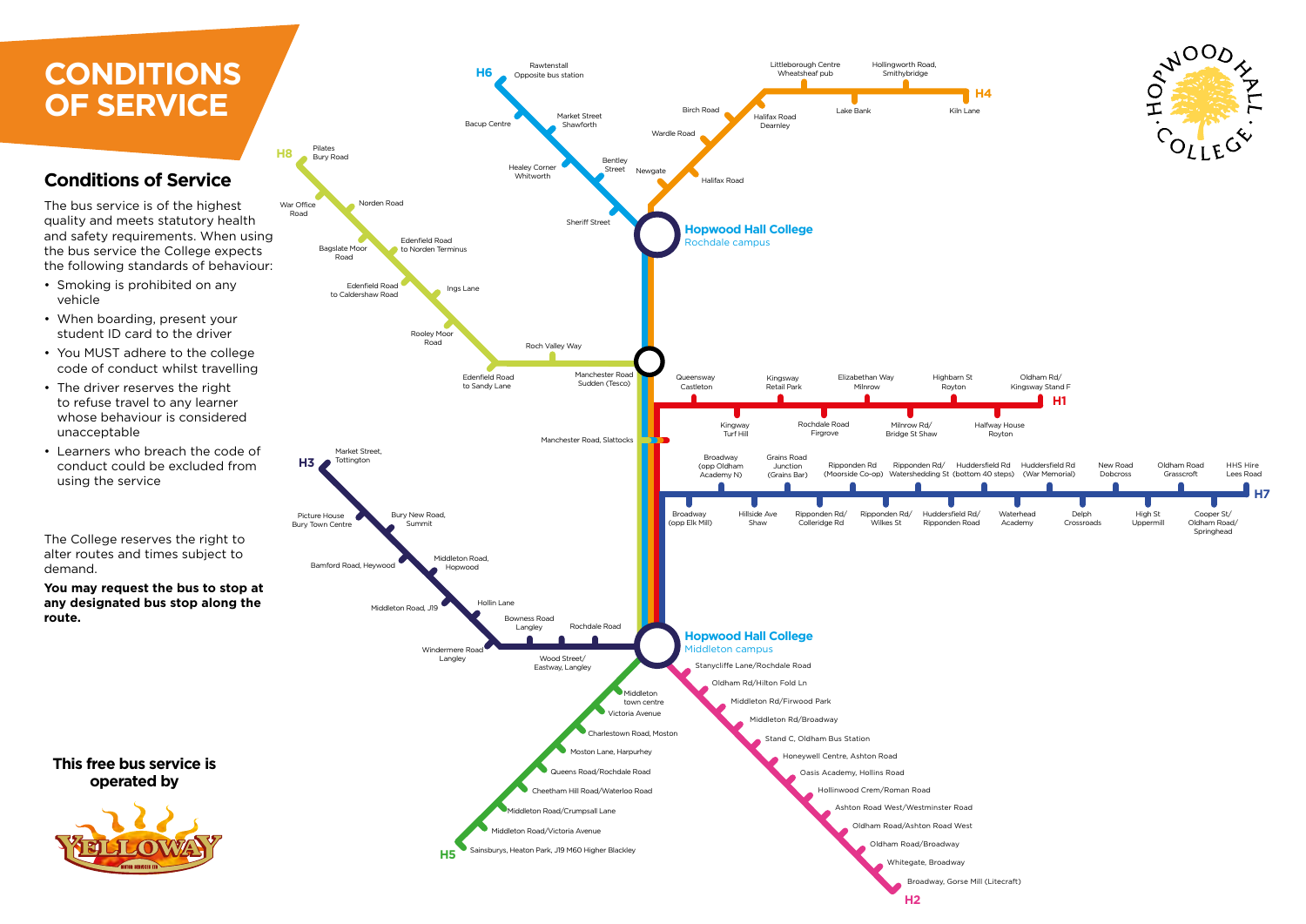# CONDITIONS OF SERVICE

## Conditions of Service

The bus service is of the highest quality and meets statutory health and safety requirements. When using the bus service the College expects the following standards of behaviour:

- Smoking is prohibited on any vehicle
- When boarding, present your student ID card to the driver
- You MUST adhere to the college code of conduct whilst travelling
- The driver reserves the right to refuse travel to any learner whose behaviour is considered unacceptable
- Learners who breach the code of conduct could be excluded from using the service

The College reserves the right to alter routes and times subject to demand.

**You may request the bus to stop at any designated bus stop along the route.**

**This free bus service is operated by**

H6
Rawtenstall Opposite bus station
Bacup Centre
Market Street Shawforth
Healey Corner Whitworth
Bentley Street
Sheriff Street

H4
Littleborough Centre Wheatsheaf pub
Hollingworth Road, Smithybridge
Lake Bank
Kiln Lane
Birch Road
Halifax Road Dearnley
Wardle Road
Newgate
Halifax Road

Hopwood Hall College
Rochdale campus

H8
Pilates Bury Road
War Office Road
Norden Road
Bagslate Moor Road
Edenfield Road to Norden Terminus
Edenfield Road to Caldershaw Road
Ings Lane
Rooley Moor Road
Roch Valley Way
Edenfield Road to Sandy Lane
Manchester Road Sudden (Tesco)

H1
Queensway Castleton
Kingsway Turf Hill
Kingsway Retail Park
Rochdale Road Firgrove
Elizabethan Way Milnrow
Milnrow Rd/ Bridge St Shaw
Highbarn St Royton
Halfway House Royton
Oldham Rd/ Kingsway Stand F

Manchester Road, Slattocks

H7
Broadway (opp Oldham Academy N)
Broadway (opp Elk Mill)
Grains Road Junction (Grains Bar)
Hillside Ave Shaw
Ripponden Rd (Moorside Co-op)
Ripponden Rd/ Colleridge Rd
Ripponden Rd/ Watershedding St
Ripponden Rd/ Wilkes St
Huddersfield Rd (bottom 40 steps)
Huddersfield Rd/ Ripponden Road
Huddersfield Rd (War Memorial)
Waterhead Academy
Delph Crossroads
New Road Dobcross
High St Uppermill
Oldham Road Grasscroft
Cooper St/ Oldham Road/ Springhead
HHS Hire Lees Road

H3
Market Street, Tottington
Picture House Bury Town Centre
Bury New Road, Summit
Bamford Road, Heywood
Middleton Road, Hopwood
Middleton Road, J19
Hollin Lane
Bowness Road Langley
Rochdale Road
Windermere Road Langley
Wood Street/ Eastway, Langley

Hopwood Hall College
Middleton campus

H5
Middleton town centre
Victoria Avenue
Charlestown Road, Moston
Moston Lane, Harpurhey
Queens Road/Rochdale Road
Cheetham Hill Road/Waterloo Road
Middleton Road/Crumpsall Lane
Middleton Road/Victoria Avenue
Sainsburys, Heaton Park, J19 M60 Higher Blackley

H2
Stanycliffe Lane/Rochdale Road
Oldham Rd/Hilton Fold Ln
Middleton Rd/Firwood Park
Middleton Rd/Broadway
Stand C, Oldham Bus Station
Honeywell Centre, Ashton Road
Oasis Academy, Hollins Road
Hollinwood Crem/Roman Road
Ashton Road West/Westminster Road
Oldham Road/Ashton Road West
Oldham Road/Broadway
Whitegate, Broadway
Broadway, Gorse Mill (Litecraft)